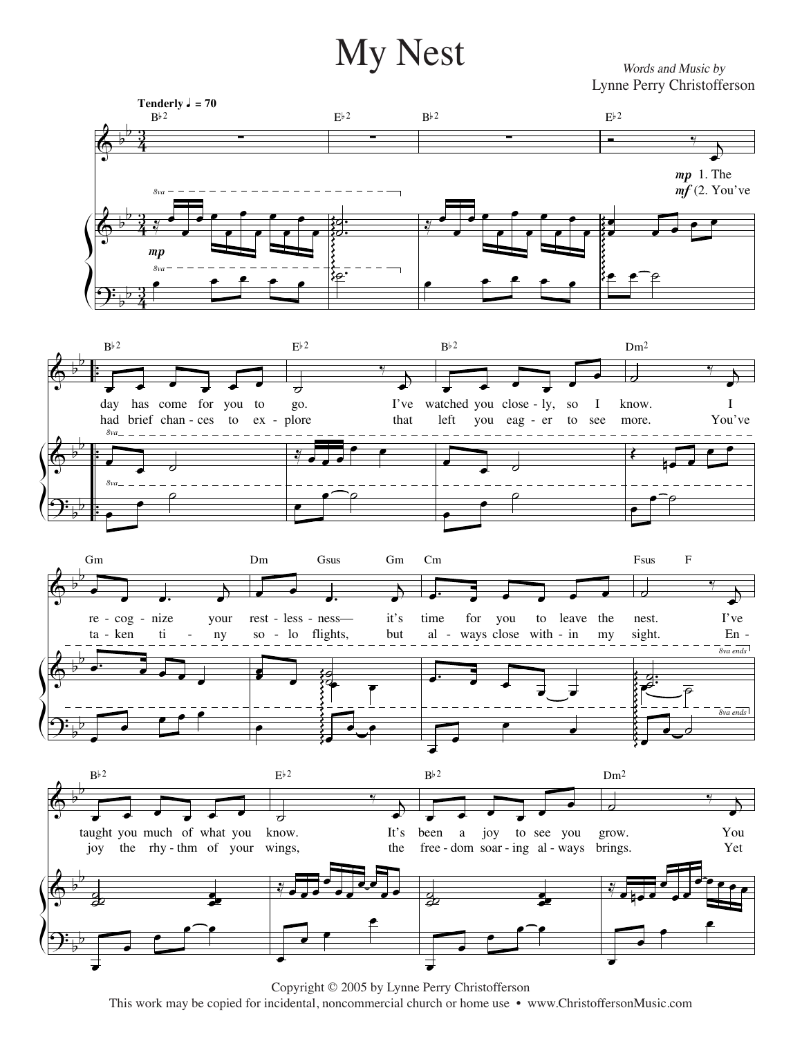# My Nest

*Words and Music by*
Lynne Perry Christofferson

**Tenderly** ♩ = 70

1. The day has come for you to go. I've watched you close - ly, so I know. I re - cog - nize your rest - less - ness— it's time for you to leave the nest. I've taught you much of what you know. It's been a joy to see you grow. You

(2. You've had brief chan - ces to ex - plore that left you eag - er to see more. You've ta - ken ti - ny so - lo flights, but al - ways close with - in my sight. En - joy the rhy - thm of your wings, the free - dom soar - ing al - ways brings. Yet

Copyright © 2005 by Lynne Perry Christofferson
This work may be copied for incidental, noncommercial church or home use • www.ChristoffersonMusic.com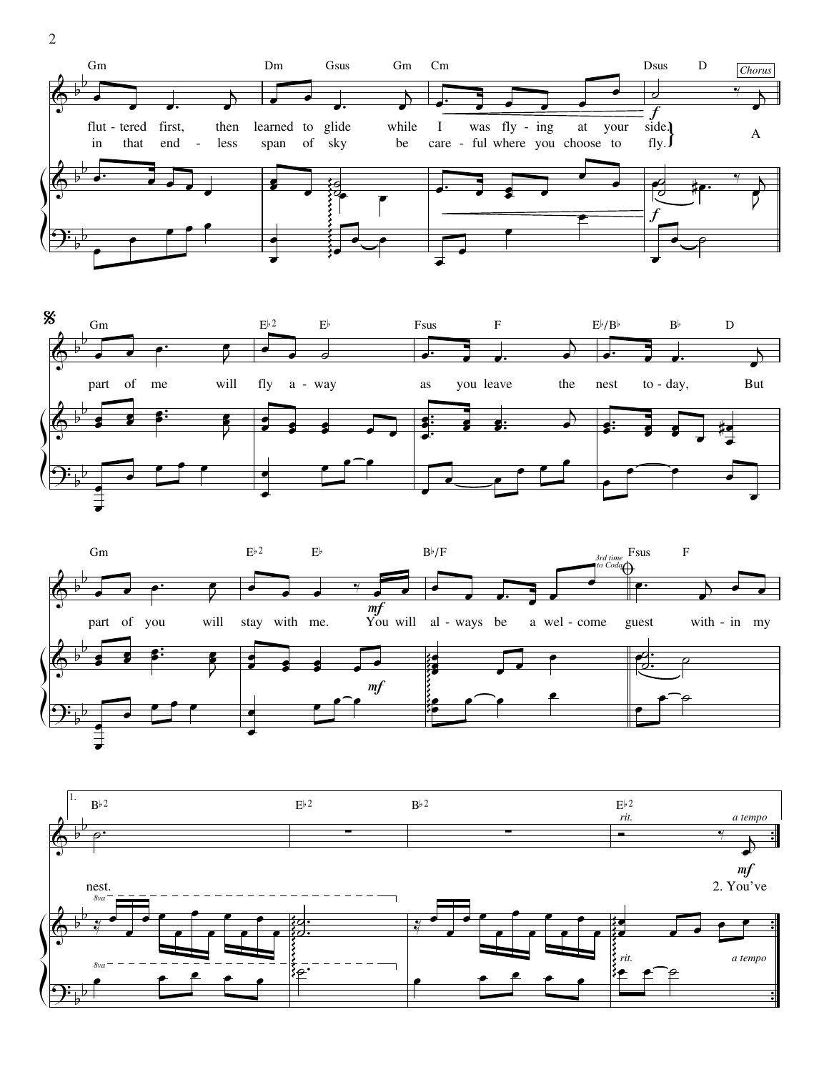Gm Dm Gsus Gm Cm Dsus D

flut - tered first, then learned to glide while I was fly - ing at your side.
in that end - less span of sky be care - ful where you choose to fly.

*Chorus*

A

Gm E♭2 E♭ Fsus F E♭/B♭ B♭ D

part of me will fly a - way as you leave the nest to - day, But

Gm E♭2 E♭ B♭/F Fsus F

part of you will stay with me. You will al - ways be a wel - come guest with - in my

*3rd time to Coda*

1. B♭2 E♭2 B♭2 E♭2

nest.

*rit.* *a tempo*

2. You've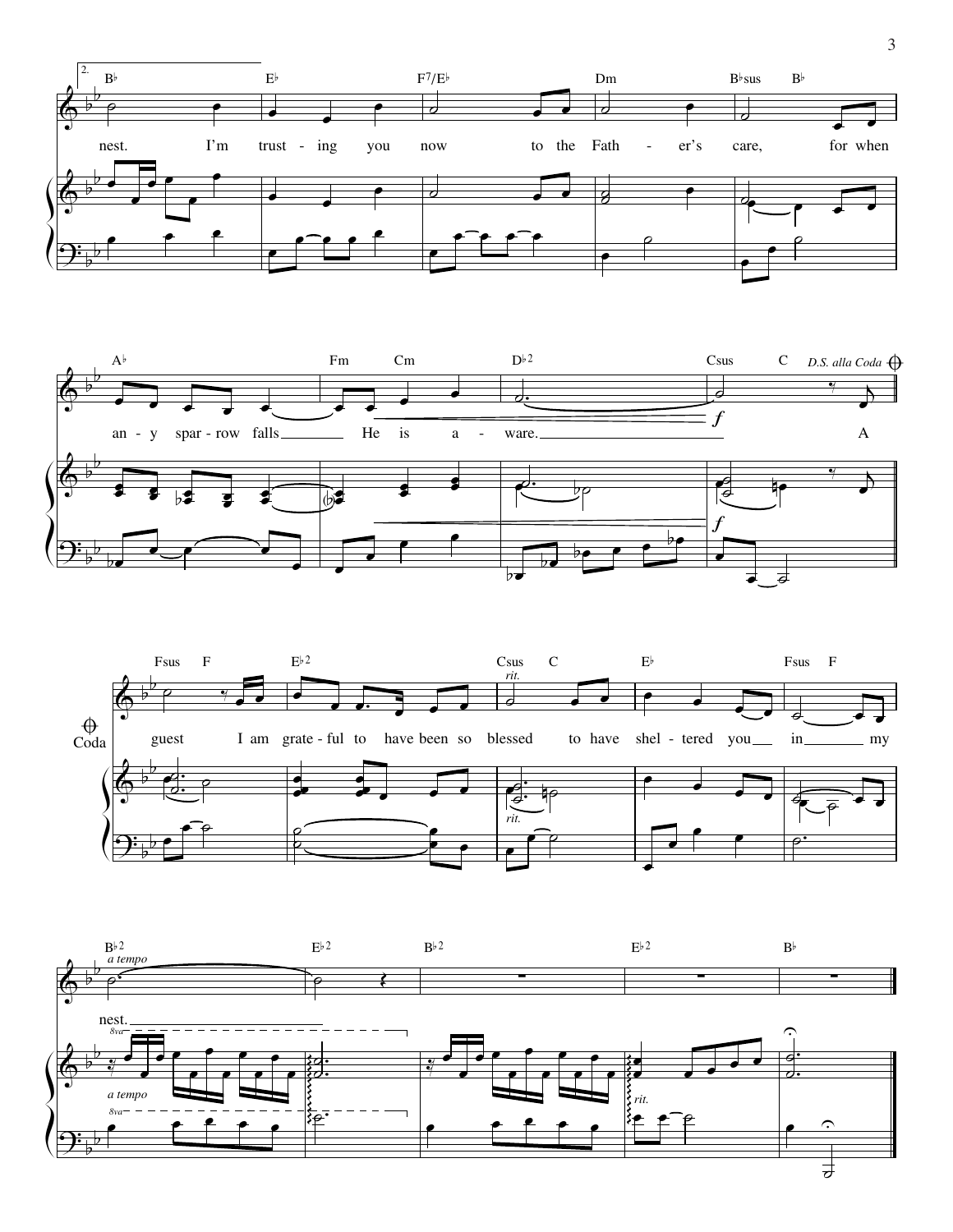2.

B♭ E♭ F7/E♭ Dm B♭sus B♭

nest. I'm trust - ing you now to the Fath - er's care, for when

A♭ Fm Cm D♭2 Csus C *D.S. alla Coda*

an - y spar - row falls He is a - ware. A

*f*

Coda

Fsus F E♭2 Csus C E♭ Fsus F

*rit.*

guest I am grate - ful to have been so blessed to have shel - tered you in my

B♭2 E♭2 B♭2 E♭2 B♭

*a tempo*

nest.

*8va*

*a tempo*

*rit.*